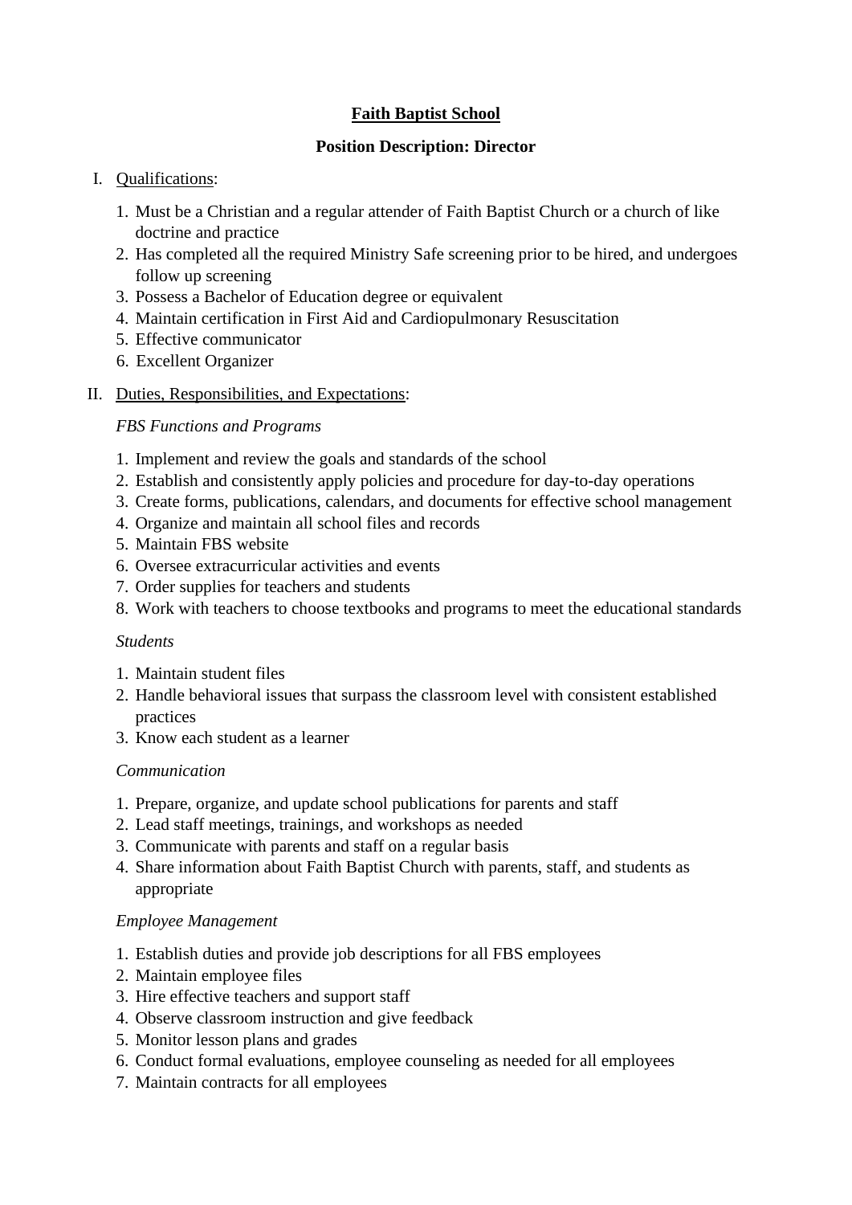# Faith Baptist School

## Position Description: Director

I. Qualifications:

1. Must be a Christian and a regular attender of Faith Baptist Church or a church of like doctrine and practice
2. Has completed all the required Ministry Safe screening prior to be hired, and undergoes follow up screening
3. Possess a Bachelor of Education degree or equivalent
4. Maintain certification in First Aid and Cardiopulmonary Resuscitation
5. Effective communicator
6. Excellent Organizer

II. Duties, Responsibilities, and Expectations:

*FBS Functions and Programs*

1. Implement and review the goals and standards of the school
2. Establish and consistently apply policies and procedure for day-to-day operations
3. Create forms, publications, calendars, and documents for effective school management
4. Organize and maintain all school files and records
5. Maintain FBS website
6. Oversee extracurricular activities and events
7. Order supplies for teachers and students
8. Work with teachers to choose textbooks and programs to meet the educational standards

*Students*

1. Maintain student files
2. Handle behavioral issues that surpass the classroom level with consistent established practices
3. Know each student as a learner

*Communication*

1. Prepare, organize, and update school publications for parents and staff
2. Lead staff meetings, trainings, and workshops as needed
3. Communicate with parents and staff on a regular basis
4. Share information about Faith Baptist Church with parents, staff, and students as appropriate

*Employee Management*

1. Establish duties and provide job descriptions for all FBS employees
2. Maintain employee files
3. Hire effective teachers and support staff
4. Observe classroom instruction and give feedback
5. Monitor lesson plans and grades
6. Conduct formal evaluations, employee counseling as needed for all employees
7. Maintain contracts for all employees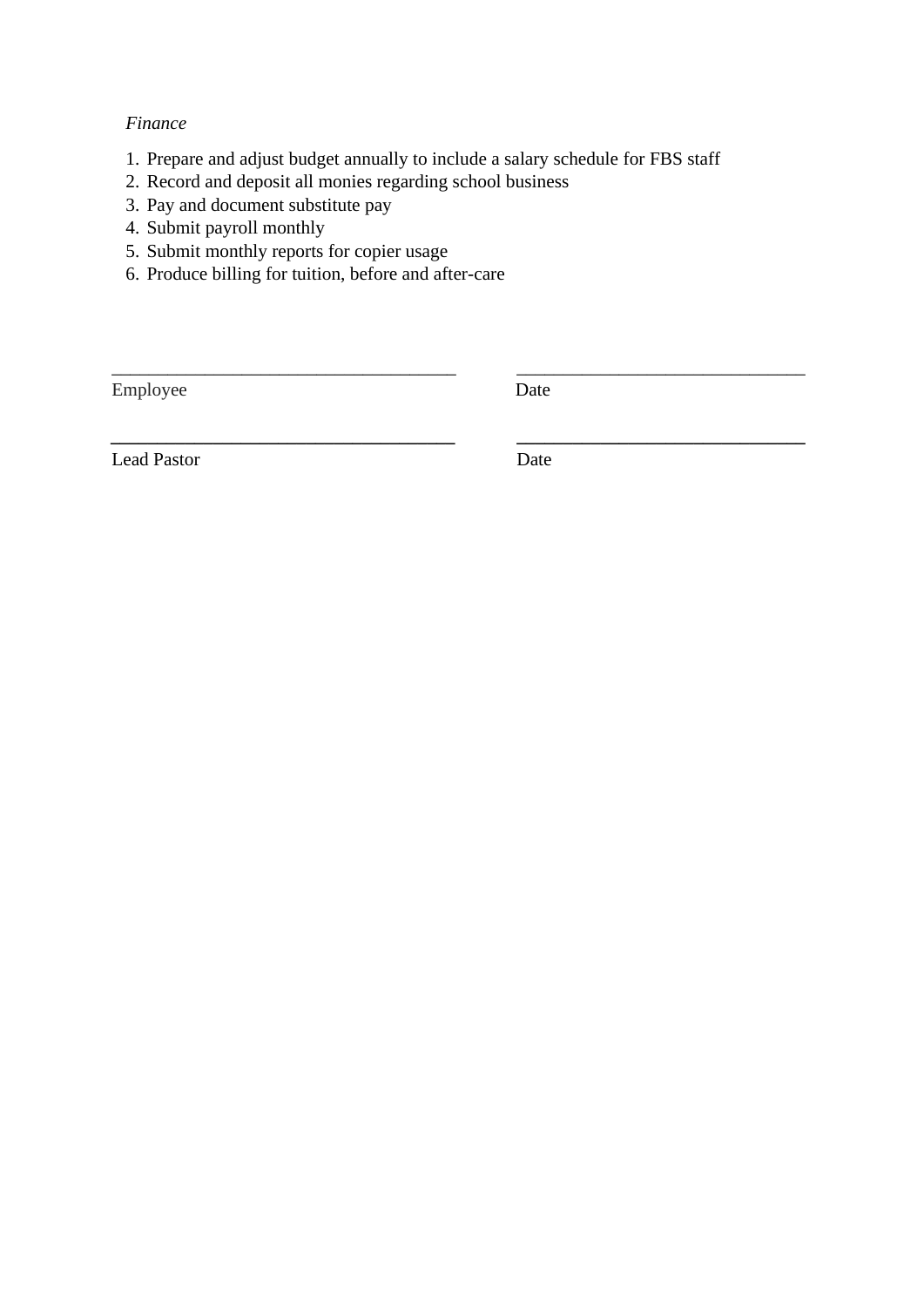*Finance*

1. Prepare and adjust budget annually to include a salary schedule for FBS staff
2. Record and deposit all monies regarding school business
3. Pay and document substitute pay
4. Submit payroll monthly
5. Submit monthly reports for copier usage
6. Produce billing for tuition, before and after-care

____________________________________ ______________________________

Employee Date

____________________________________ ______________________________

Lead Pastor Date